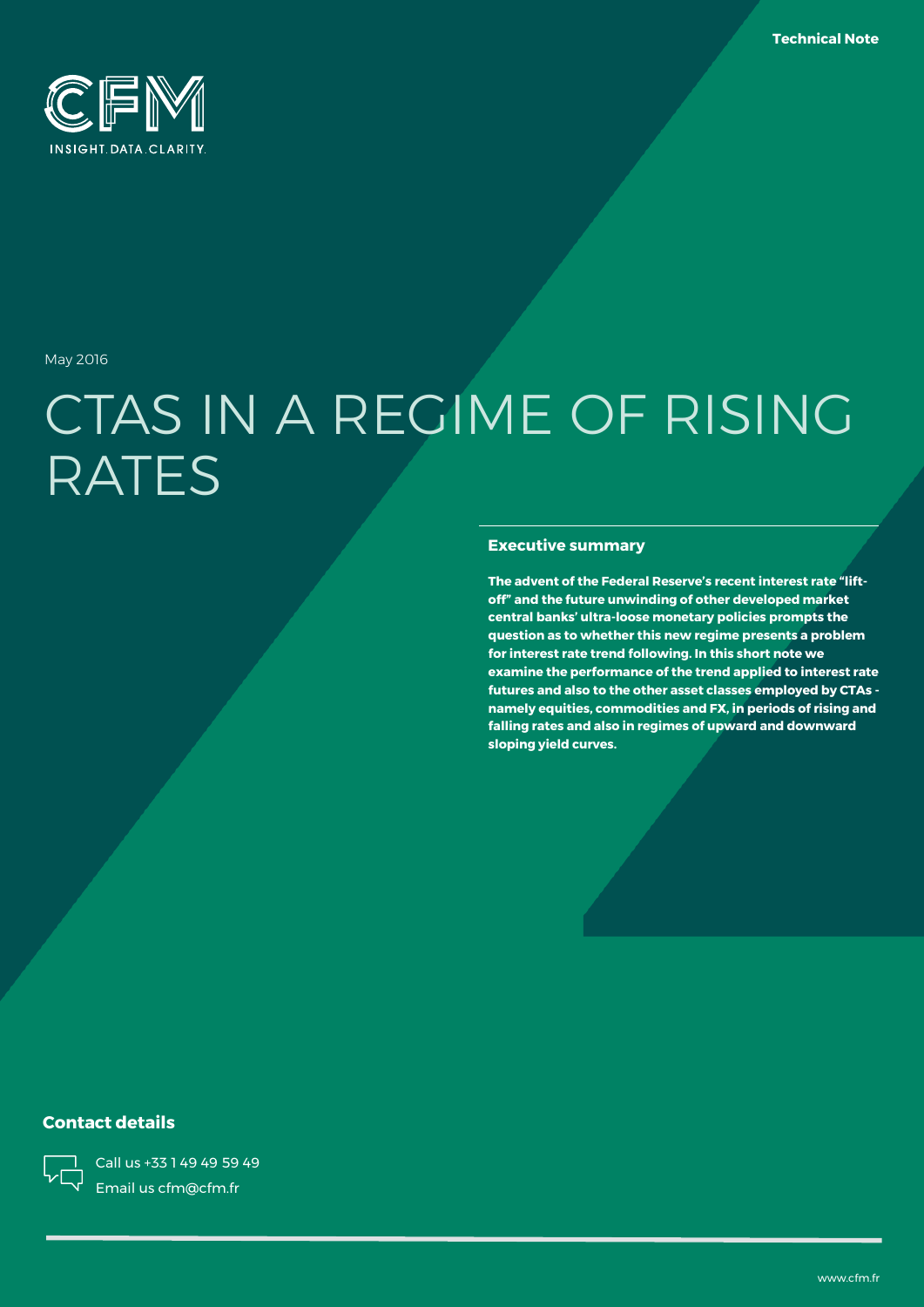Technical Note

May 2016

# CTAS IN A REGIME OF RISING RATES

## Executive summary

**The advent of the Federal Reserve's recent interest rate "lift-off" and the future unwinding of other developed market central banks' ultra-loose monetary policies prompts the question as to whether this new regime presents a problem for interest rate trend following. In this short note we examine the performance of the trend applied to interest rate futures and also to the other asset classes employed by CTAs - namely equities, commodities and FX, in periods of rising and falling rates and also in regimes of upward and downward sloping yield curves.**

## Contact details

Call us +33 1 49 49 59 49

Email us cfm@cfm.fr

www.cfm.fr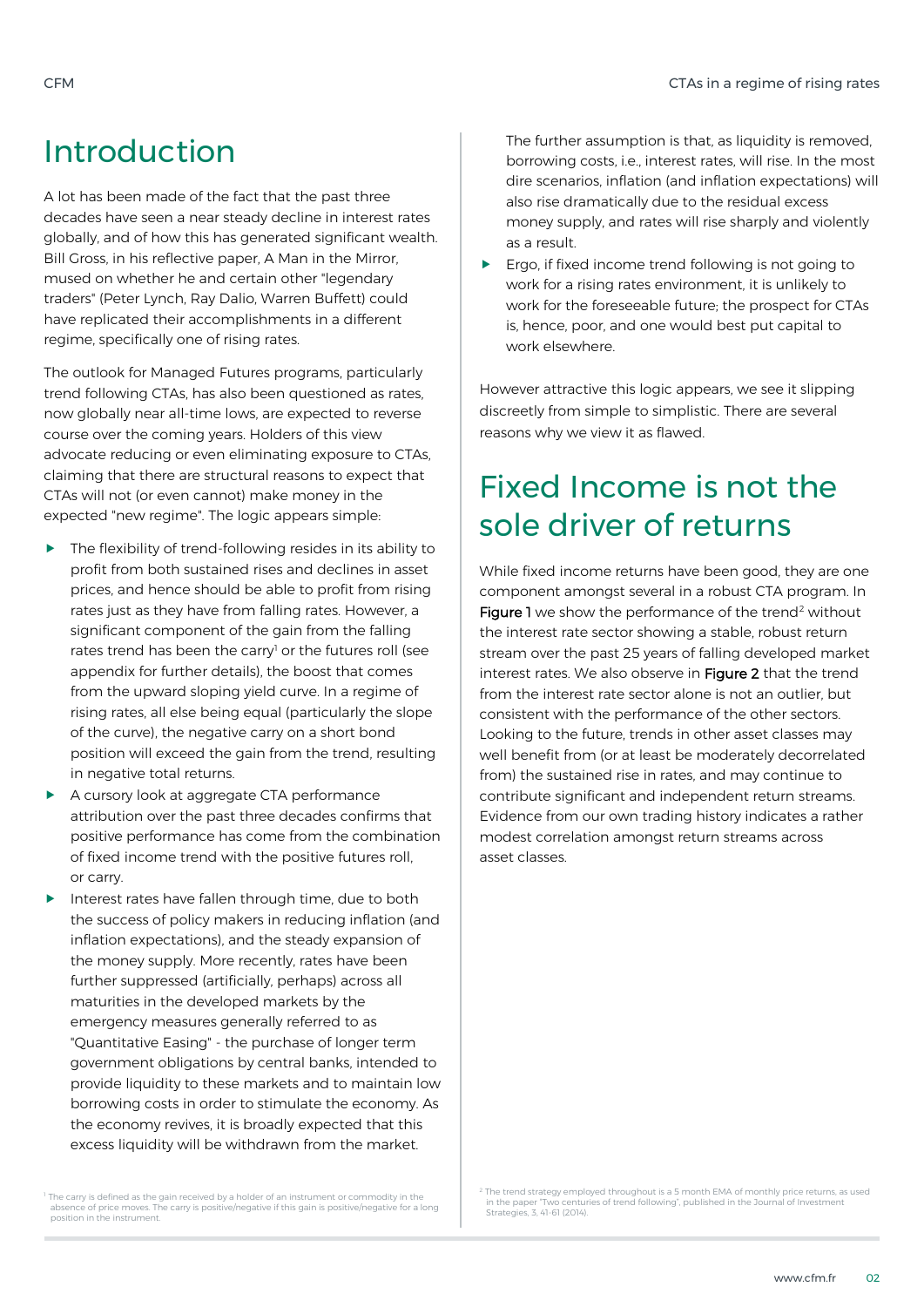# Introduction

A lot has been made of the fact that the past three decades have seen a near steady decline in interest rates globally, and of how this has generated significant wealth. Bill Gross, in his reflective paper, A Man in the Mirror, mused on whether he and certain other "legendary traders" (Peter Lynch, Ray Dalio, Warren Buffett) could have replicated their accomplishments in a different regime, specifically one of rising rates.

The outlook for Managed Futures programs, particularly trend following CTAs, has also been questioned as rates, now globally near all-time lows, are expected to reverse course over the coming years. Holders of this view advocate reducing or even eliminating exposure to CTAs, claiming that there are structural reasons to expect that CTAs will not (or even cannot) make money in the expected "new regime". The logic appears simple:

- The flexibility of trend-following resides in its ability to profit from both sustained rises and declines in asset prices, and hence should be able to profit from rising rates just as they have from falling rates. However, a significant component of the gain from the falling rates trend has been the carry[1] or the futures roll (see appendix for further details), the boost that comes from the upward sloping yield curve. In a regime of rising rates, all else being equal (particularly the slope of the curve), the negative carry on a short bond position will exceed the gain from the trend, resulting in negative total returns.
- A cursory look at aggregate CTA performance attribution over the past three decades confirms that positive performance has come from the combination of fixed income trend with the positive futures roll, or carry.
- Interest rates have fallen through time, due to both the success of policy makers in reducing inflation (and inflation expectations), and the steady expansion of the money supply. More recently, rates have been further suppressed (artificially, perhaps) across all maturities in the developed markets by the emergency measures generally referred to as "Quantitative Easing" - the purchase of longer term government obligations by central banks, intended to provide liquidity to these markets and to maintain low borrowing costs in order to stimulate the economy. As the economy revives, it is broadly expected that this excess liquidity will be withdrawn from the market.

  The further assumption is that, as liquidity is removed, borrowing costs, i.e., interest rates, will rise. In the most dire scenarios, inflation (and inflation expectations) will also rise dramatically due to the residual excess money supply, and rates will rise sharply and violently as a result.
- Ergo, if fixed income trend following is not going to work for a rising rates environment, it is unlikely to work for the foreseeable future; the prospect for CTAs is, hence, poor, and one would best put capital to work elsewhere.

However attractive this logic appears, we see it slipping discreetly from simple to simplistic. There are several reasons why we view it as flawed.

# Fixed Income is not the sole driver of returns

While fixed income returns have been good, they are one component amongst several in a robust CTA program. In **Figure 1** we show the performance of the trend[2] without the interest rate sector showing a stable, robust return stream over the past 25 years of falling developed market interest rates. We also observe in **Figure 2** that the trend from the interest rate sector alone is not an outlier, but consistent with the performance of the other sectors. Looking to the future, trends in other asset classes may well benefit from (or at least be moderately decorrelated from) the sustained rise in rates, and may continue to contribute significant and independent return streams. Evidence from our own trading history indicates a rather modest correlation amongst return streams across asset classes.

[1] The carry is defined as the gain received by a holder of an instrument or commodity in the absence of price moves. The carry is positive/negative if this gain is positive/negative for a long position in the instrument.

[2] The trend strategy employed throughout is a 5 month EMA of monthly price returns, as used in the paper "Two centuries of trend following", published in the Journal of Investment Strategies, 3, 41-61 (2014).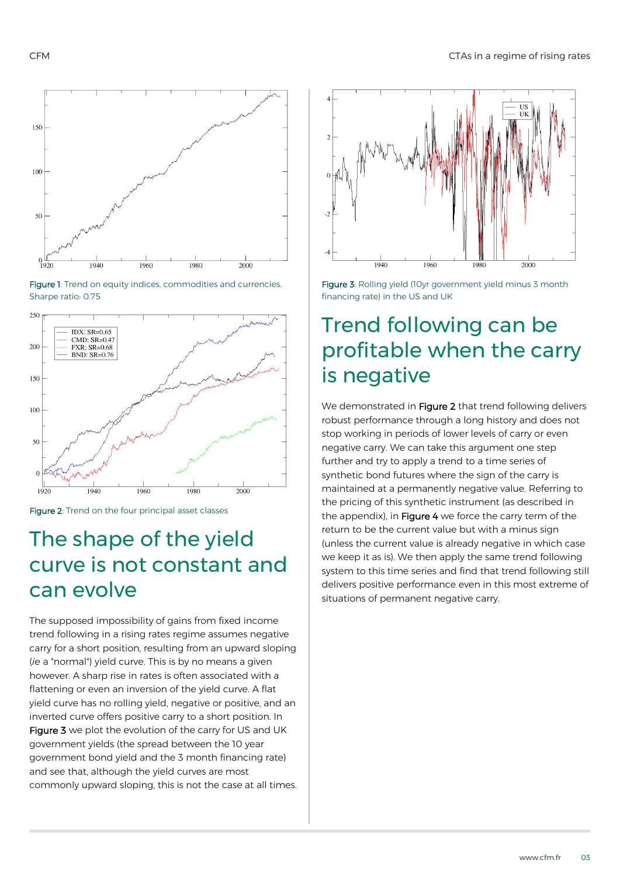Figure 1: Trend on equity indices, commodities and currencies. Sharpe ratio: 0.75

Figure 2: Trend on the four principal asset classes

## The shape of the yield curve is not constant and can evolve

The supposed impossibility of gains from fixed income trend following in a rising rates regime assumes negative carry for a short position, resulting from an upward sloping (*ie* a "normal") yield curve. This is by no means a given however. A sharp rise in rates is often associated with a flattening or even an inversion of the yield curve. A flat yield curve has no rolling yield, negative or positive, and an inverted curve offers positive carry to a short position. In Figure 3 we plot the evolution of the carry for US and UK government yields (the spread between the 10 year government bond yield and the 3 month financing rate) and see that, although the yield curves are most commonly upward sloping, this is not the case at all times.

Figure 3: Rolling yield (10yr government yield minus 3 month financing rate) in the US and UK

## Trend following can be profitable when the carry is negative

We demonstrated in Figure 2 that trend following delivers robust performance through a long history and does not stop working in periods of lower levels of carry or even negative carry. We can take this argument one step further and try to apply a trend to a time series of synthetic bond futures where the sign of the carry is maintained at a permanently negative value. Referring to the pricing of this synthetic instrument (as described in the appendix), in Figure 4 we force the carry term of the return to be the current value but with a minus sign (unless the current value is already negative in which case we keep it as is). We then apply the same trend following system to this time series and find that trend following still delivers positive performance even in this most extreme of situations of permanent negative carry.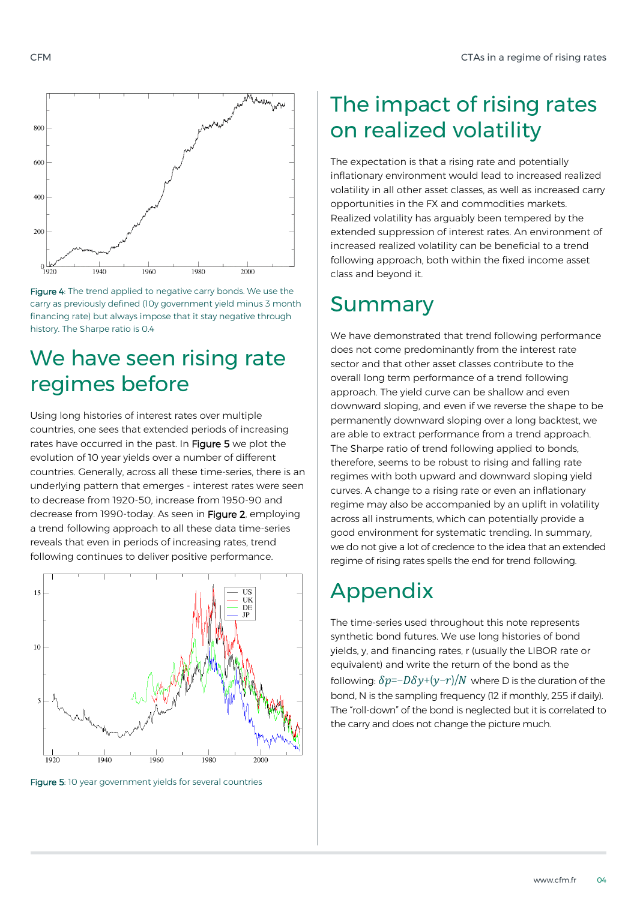Figure 4: The trend applied to negative carry bonds. We use the carry as previously defined (10y government yield minus 3 month financing rate) but always impose that it stay negative through history. The Sharpe ratio is 0.4

## We have seen rising rate regimes before

Using long histories of interest rates over multiple countries, one sees that extended periods of increasing rates have occurred in the past. In **Figure 5** we plot the evolution of 10 year yields over a number of different countries. Generally, across all these time-series, there is an underlying pattern that emerges - interest rates were seen to decrease from 1920-50, increase from 1950-90 and decrease from 1990-today. As seen in **Figure 2**, employing a trend following approach to all these data time-series reveals that even in periods of increasing rates, trend following continues to deliver positive performance.

Figure 5: 10 year government yields for several countries

## The impact of rising rates on realized volatility

The expectation is that a rising rate and potentially inflationary environment would lead to increased realized volatility in all other asset classes, as well as increased carry opportunities in the FX and commodities markets. Realized volatility has arguably been tempered by the extended suppression of interest rates. An environment of increased realized volatility can be beneficial to a trend following approach, both within the fixed income asset class and beyond it.

## Summary

We have demonstrated that trend following performance does not come predominantly from the interest rate sector and that other asset classes contribute to the overall long term performance of a trend following approach. The yield curve can be shallow and even downward sloping, and even if we reverse the shape to be permanently downward sloping over a long backtest, we are able to extract performance from a trend approach. The Sharpe ratio of trend following applied to bonds, therefore, seems to be robust to rising and falling rate regimes with both upward and downward sloping yield curves. A change to a rising rate or even an inflationary regime may also be accompanied by an uplift in volatility across all instruments, which can potentially provide a good environment for systematic trending. In summary, we do not give a lot of credence to the idea that an extended regime of rising rates spells the end for trend following.

## Appendix

The time-series used throughout this note represents synthetic bond futures. We use long histories of bond yields, y, and financing rates, r (usually the LIBOR rate or equivalent) and write the return of the bond as the following: $\delta p = -D\delta y + (y-r)/N$ where D is the duration of the bond, N is the sampling frequency (12 if monthly, 255 if daily). The "roll-down" of the bond is neglected but it is correlated to the carry and does not change the picture much.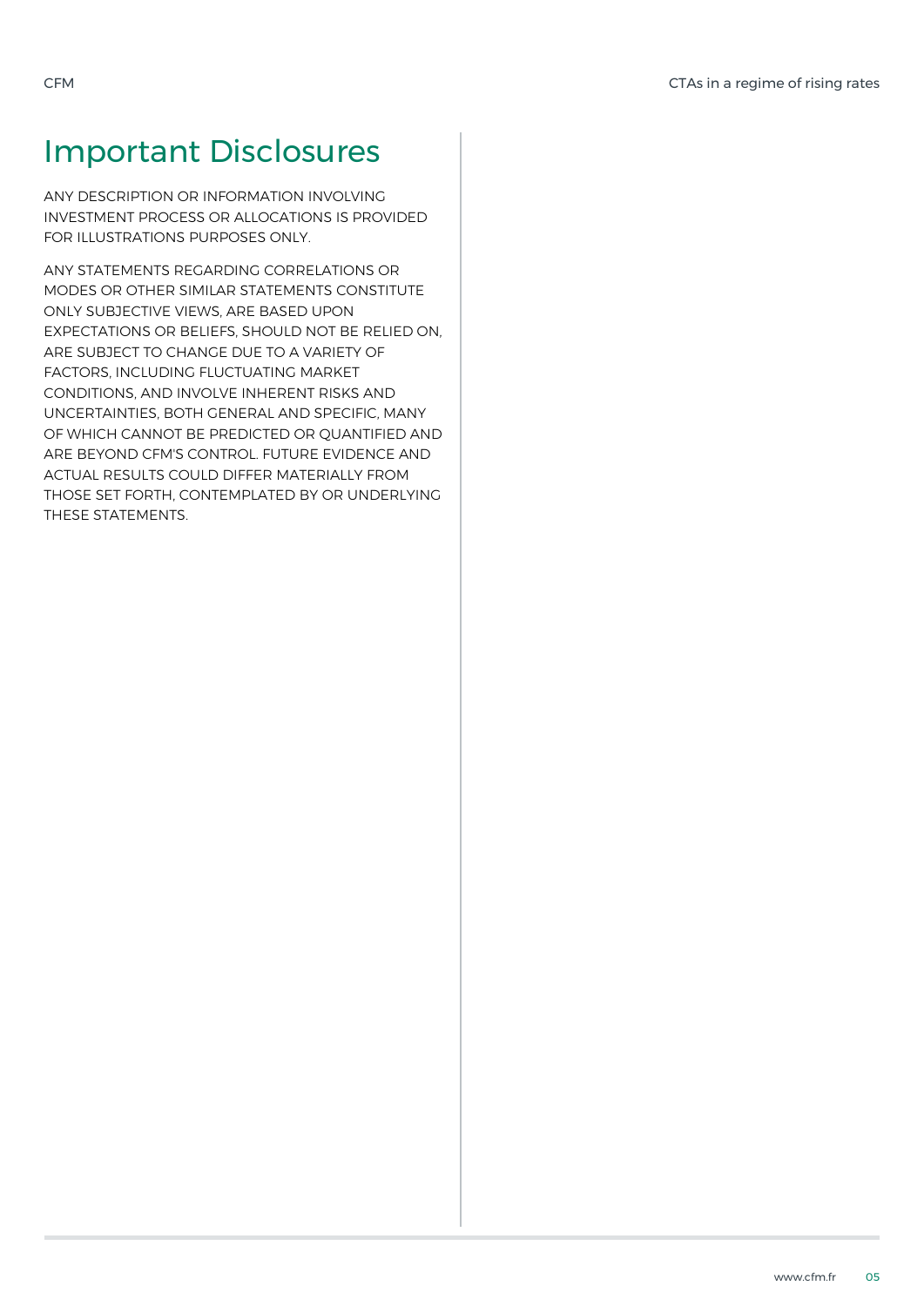# Important Disclosures

ANY DESCRIPTION OR INFORMATION INVOLVING INVESTMENT PROCESS OR ALLOCATIONS IS PROVIDED FOR ILLUSTRATIONS PURPOSES ONLY.

ANY STATEMENTS REGARDING CORRELATIONS OR MODES OR OTHER SIMILAR STATEMENTS CONSTITUTE ONLY SUBJECTIVE VIEWS, ARE BASED UPON EXPECTATIONS OR BELIEFS, SHOULD NOT BE RELIED ON, ARE SUBJECT TO CHANGE DUE TO A VARIETY OF FACTORS, INCLUDING FLUCTUATING MARKET CONDITIONS, AND INVOLVE INHERENT RISKS AND UNCERTAINTIES, BOTH GENERAL AND SPECIFIC, MANY OF WHICH CANNOT BE PREDICTED OR QUANTIFIED AND ARE BEYOND CFM'S CONTROL. FUTURE EVIDENCE AND ACTUAL RESULTS COULD DIFFER MATERIALLY FROM THOSE SET FORTH, CONTEMPLATED BY OR UNDERLYING THESE STATEMENTS.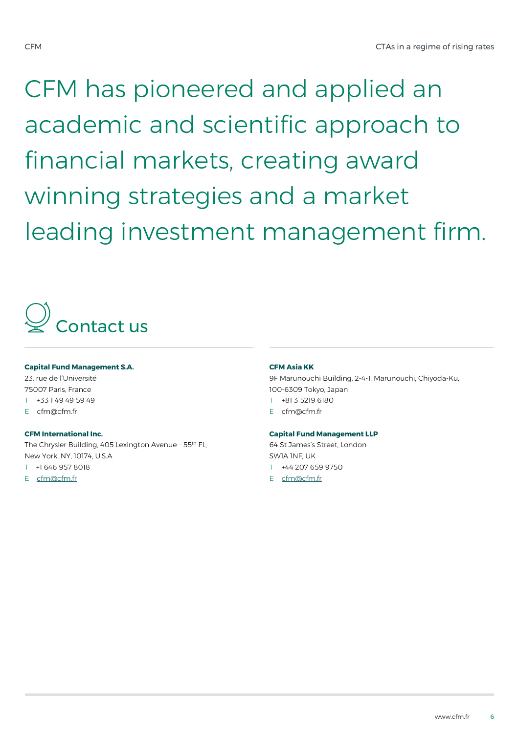CFM has pioneered and applied an academic and scientific approach to financial markets, creating award winning strategies and a market leading investment management firm.

# Contact us

**Capital Fund Management S.A.**
23, rue de l'Université
75007 Paris, France
T +33 1 49 49 59 49
E cfm@cfm.fr

**CFM International Inc.**
The Chrysler Building, 405 Lexington Avenue - 55th Fl.,
New York, NY, 10174, U.S.A
T +1 646 957 8018
E cfm@cfm.fr

**CFM Asia KK**
9F Marunouchi Building, 2-4-1, Marunouchi, Chiyoda-Ku,
100-6309 Tokyo, Japan
T +81 3 5219 6180
E cfm@cfm.fr

**Capital Fund Management LLP**
64 St James's Street, London
SW1A 1NF, UK
T +44 207 659 9750
E cfm@cfm.fr